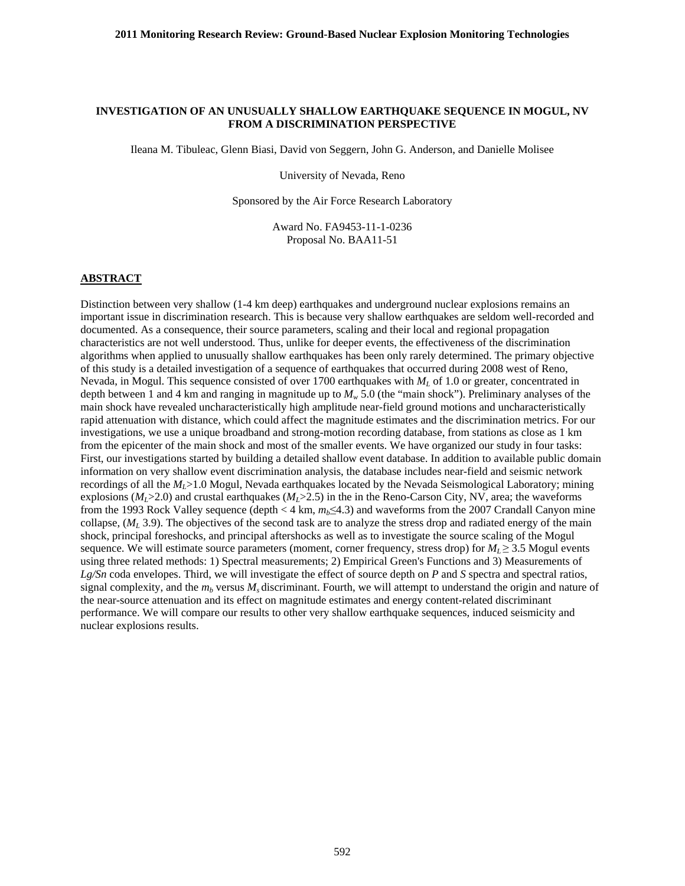# INVESTIGATION OF AN UNUSUALLY SHALLOW EARTHQUAKE SEQUENCE IN MOGUL, NV FROM A DISCRIMINATION PERSPECTIVE

Ileana M. Tibuleac, Glenn Biasi, David von Seggern, John G. Anderson, and Danielle Molisee

University of Nevada, Reno

Sponsored by the Air Force Research Laboratory

Award No. FA9453-11-1-0236
Proposal No. BAA11-51

## ABSTRACT

Distinction between very shallow (1-4 km deep) earthquakes and underground nuclear explosions remains an important issue in discrimination research. This is because very shallow earthquakes are seldom well-recorded and documented. As a consequence, their source parameters, scaling and their local and regional propagation characteristics are not well understood. Thus, unlike for deeper events, the effectiveness of the discrimination algorithms when applied to unusually shallow earthquakes has been only rarely determined. The primary objective of this study is a detailed investigation of a sequence of earthquakes that occurred during 2008 west of Reno, Nevada, in Mogul. This sequence consisted of over 1700 earthquakes with $M_L$ of 1.0 or greater, concentrated in depth between 1 and 4 km and ranging in magnitude up to $M_w$ 5.0 (the "main shock"). Preliminary analyses of the main shock have revealed uncharacteristically high amplitude near-field ground motions and uncharacteristically rapid attenuation with distance, which could affect the magnitude estimates and the discrimination metrics. For our investigations, we use a unique broadband and strong-motion recording database, from stations as close as 1 km from the epicenter of the main shock and most of the smaller events. We have organized our study in four tasks: First, our investigations started by building a detailed shallow event database. In addition to available public domain information on very shallow event discrimination analysis, the database includes near-field and seismic network recordings of all the $M_L$>1.0 Mogul, Nevada earthquakes located by the Nevada Seismological Laboratory; mining explosions ($M_L$>2.0) and crustal earthquakes ($M_L$>2.5) in the in the Reno-Carson City, NV, area; the waveforms from the 1993 Rock Valley sequence (depth < 4 km, $m_b$≤4.3) and waveforms from the 2007 Crandall Canyon mine collapse, ($M_L$ 3.9). The objectives of the second task are to analyze the stress drop and radiated energy of the main shock, principal foreshocks, and principal aftershocks as well as to investigate the source scaling of the Mogul sequence. We will estimate source parameters (moment, corner frequency, stress drop) for $M_L \geq 3.5$ Mogul events using three related methods: 1) Spectral measurements; 2) Empirical Green's Functions and 3) Measurements of *Lg/Sn* coda envelopes. Third, we will investigate the effect of source depth on *P* and *S* spectra and spectral ratios, signal complexity, and the $m_b$ versus $M_s$ discriminant. Fourth, we will attempt to understand the origin and nature of the near-source attenuation and its effect on magnitude estimates and energy content-related discriminant performance. We will compare our results to other very shallow earthquake sequences, induced seismicity and nuclear explosions results.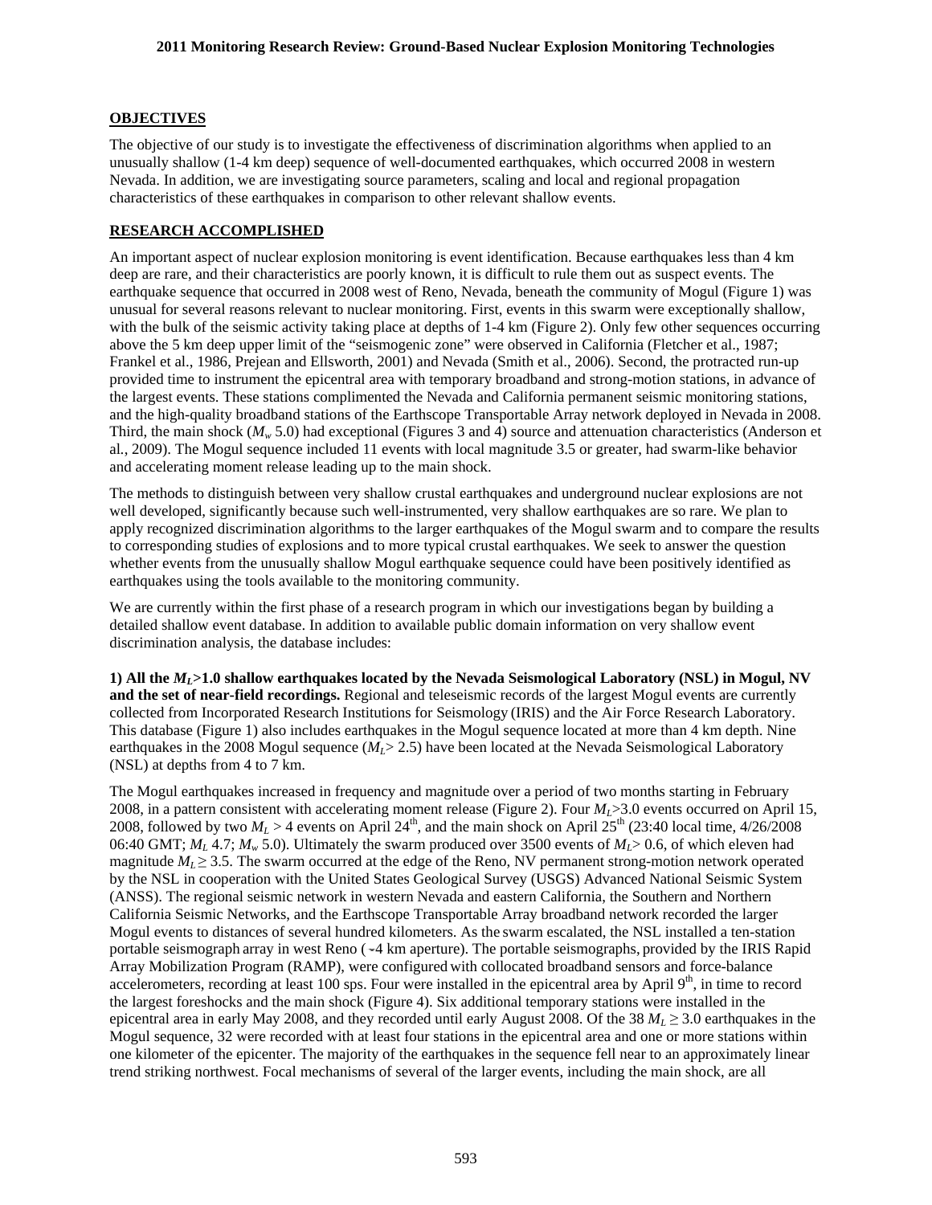## OBJECTIVES

The objective of our study is to investigate the effectiveness of discrimination algorithms when applied to an unusually shallow (1-4 km deep) sequence of well-documented earthquakes, which occurred 2008 in western Nevada. In addition, we are investigating source parameters, scaling and local and regional propagation characteristics of these earthquakes in comparison to other relevant shallow events.

## RESEARCH ACCOMPLISHED

An important aspect of nuclear explosion monitoring is event identification. Because earthquakes less than 4 km deep are rare, and their characteristics are poorly known, it is difficult to rule them out as suspect events. The earthquake sequence that occurred in 2008 west of Reno, Nevada, beneath the community of Mogul (Figure 1) was unusual for several reasons relevant to nuclear monitoring. First, events in this swarm were exceptionally shallow, with the bulk of the seismic activity taking place at depths of 1-4 km (Figure 2). Only few other sequences occurring above the 5 km deep upper limit of the "seismogenic zone" were observed in California (Fletcher et al., 1987; Frankel et al., 1986, Prejean and Ellsworth, 2001) and Nevada (Smith et al., 2006). Second, the protracted run-up provided time to instrument the epicentral area with temporary broadband and strong-motion stations, in advance of the largest events. These stations complimented the Nevada and California permanent seismic monitoring stations, and the high-quality broadband stations of the Earthscope Transportable Array network deployed in Nevada in 2008. Third, the main shock ($M_w$ 5.0) had exceptional (Figures 3 and 4) source and attenuation characteristics (Anderson et al., 2009). The Mogul sequence included 11 events with local magnitude 3.5 or greater, had swarm-like behavior and accelerating moment release leading up to the main shock.

The methods to distinguish between very shallow crustal earthquakes and underground nuclear explosions are not well developed, significantly because such well-instrumented, very shallow earthquakes are so rare. We plan to apply recognized discrimination algorithms to the larger earthquakes of the Mogul swarm and to compare the results to corresponding studies of explosions and to more typical crustal earthquakes. We seek to answer the question whether events from the unusually shallow Mogul earthquake sequence could have been positively identified as earthquakes using the tools available to the monitoring community.

We are currently within the first phase of a research program in which our investigations began by building a detailed shallow event database. In addition to available public domain information on very shallow event discrimination analysis, the database includes:

**1) All the $M_L$>1.0 shallow earthquakes located by the Nevada Seismological Laboratory (NSL) in Mogul, NV and the set of near-field recordings.** Regional and teleseismic records of the largest Mogul events are currently collected from Incorporated Research Institutions for Seismology (IRIS) and the Air Force Research Laboratory. This database (Figure 1) also includes earthquakes in the Mogul sequence located at more than 4 km depth. Nine earthquakes in the 2008 Mogul sequence ($M_L$> 2.5) have been located at the Nevada Seismological Laboratory (NSL) at depths from 4 to 7 km.

The Mogul earthquakes increased in frequency and magnitude over a period of two months starting in February 2008, in a pattern consistent with accelerating moment release (Figure 2). Four $M_L$>3.0 events occurred on April 15, 2008, followed by two $M_L$ > 4 events on April 24th, and the main shock on April 25th (23:40 local time, 4/26/2008 06:40 GMT; $M_L$ 4.7; $M_w$ 5.0). Ultimately the swarm produced over 3500 events of $M_L$> 0.6, of which eleven had magnitude $M_L \geq 3.5$. The swarm occurred at the edge of the Reno, NV permanent strong-motion network operated by the NSL in cooperation with the United States Geological Survey (USGS) Advanced National Seismic System (ANSS). The regional seismic network in western Nevada and eastern California, the Southern and Northern California Seismic Networks, and the Earthscope Transportable Array broadband network recorded the larger Mogul events to distances of several hundred kilometers. As the swarm escalated, the NSL installed a ten-station portable seismograph array in west Reno (~4 km aperture). The portable seismographs, provided by the IRIS Rapid Array Mobilization Program (RAMP), were configured with collocated broadband sensors and force-balance accelerometers, recording at least 100 sps. Four were installed in the epicentral area by April 9th, in time to record the largest foreshocks and the main shock (Figure 4). Six additional temporary stations were installed in the epicentral area in early May 2008, and they recorded until early August 2008. Of the 38 $M_L \geq 3.0$ earthquakes in the Mogul sequence, 32 were recorded with at least four stations in the epicentral area and one or more stations within one kilometer of the epicenter. The majority of the earthquakes in the sequence fell near to an approximately linear trend striking northwest. Focal mechanisms of several of the larger events, including the main shock, are all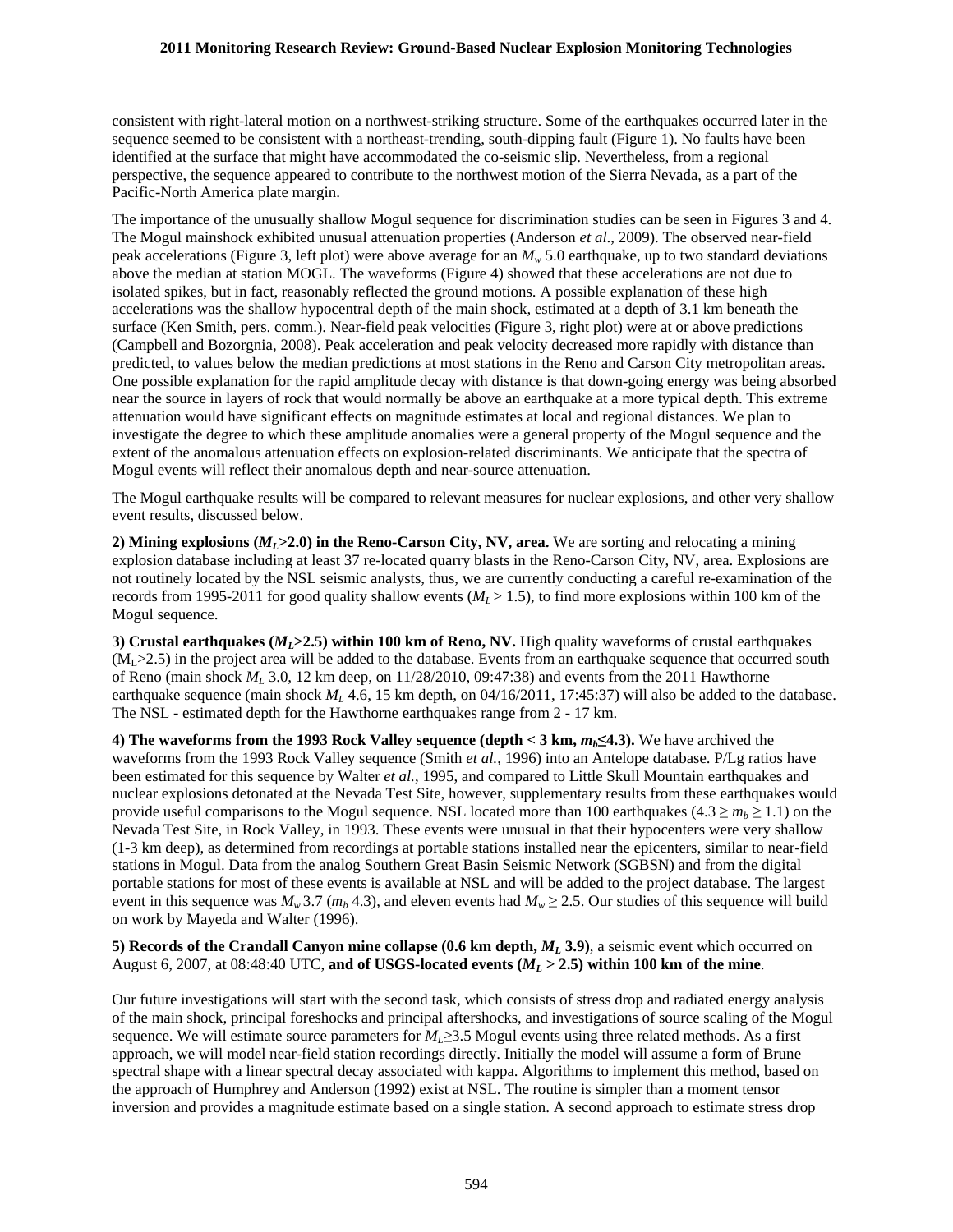consistent with right-lateral motion on a northwest-striking structure. Some of the earthquakes occurred later in the sequence seemed to be consistent with a northeast-trending, south-dipping fault (Figure 1). No faults have been identified at the surface that might have accommodated the co-seismic slip. Nevertheless, from a regional perspective, the sequence appeared to contribute to the northwest motion of the Sierra Nevada, as a part of the Pacific-North America plate margin.

The importance of the unusually shallow Mogul sequence for discrimination studies can be seen in Figures 3 and 4. The Mogul mainshock exhibited unusual attenuation properties (Anderson *et al.*, 2009). The observed near-field peak accelerations (Figure 3, left plot) were above average for an $M_w$ 5.0 earthquake, up to two standard deviations above the median at station MOGL. The waveforms (Figure 4) showed that these accelerations are not due to isolated spikes, but in fact, reasonably reflected the ground motions. A possible explanation of these high accelerations was the shallow hypocentral depth of the main shock, estimated at a depth of 3.1 km beneath the surface (Ken Smith, pers. comm.). Near-field peak velocities (Figure 3, right plot) were at or above predictions (Campbell and Bozorgnia, 2008). Peak acceleration and peak velocity decreased more rapidly with distance than predicted, to values below the median predictions at most stations in the Reno and Carson City metropolitan areas. One possible explanation for the rapid amplitude decay with distance is that down-going energy was being absorbed near the source in layers of rock that would normally be above an earthquake at a more typical depth. This extreme attenuation would have significant effects on magnitude estimates at local and regional distances. We plan to investigate the degree to which these amplitude anomalies were a general property of the Mogul sequence and the extent of the anomalous attenuation effects on explosion-related discriminants. We anticipate that the spectra of Mogul events will reflect their anomalous depth and near-source attenuation.

The Mogul earthquake results will be compared to relevant measures for nuclear explosions, and other very shallow event results, discussed below.

**2) Mining explosions ($M_L$>2.0) in the Reno-Carson City, NV, area.** We are sorting and relocating a mining explosion database including at least 37 re-located quarry blasts in the Reno-Carson City, NV, area. Explosions are not routinely located by the NSL seismic analysts, thus, we are currently conducting a careful re-examination of the records from 1995-2011 for good quality shallow events ($M_L > 1.5$), to find more explosions within 100 km of the Mogul sequence.

**3) Crustal earthquakes ($M_L$>2.5) within 100 km of Reno, NV.** High quality waveforms of crustal earthquakes ($M_L$>2.5) in the project area will be added to the database. Events from an earthquake sequence that occurred south of Reno (main shock $M_L$ 3.0, 12 km deep, on 11/28/2010, 09:47:38) and events from the 2011 Hawthorne earthquake sequence (main shock $M_L$ 4.6, 15 km depth, on 04/16/2011, 17:45:37) will also be added to the database. The NSL - estimated depth for the Hawthorne earthquakes range from 2 - 17 km.

**4) The waveforms from the 1993 Rock Valley sequence (depth < 3 km, $m_b \leq 4.3$).** We have archived the waveforms from the 1993 Rock Valley sequence (Smith *et al.*, 1996) into an Antelope database. P/Lg ratios have been estimated for this sequence by Walter *et al.*, 1995, and compared to Little Skull Mountain earthquakes and nuclear explosions detonated at the Nevada Test Site, however, supplementary results from these earthquakes would provide useful comparisons to the Mogul sequence. NSL located more than 100 earthquakes ($4.3 \geq m_b \geq 1.1$) on the Nevada Test Site, in Rock Valley, in 1993. These events were unusual in that their hypocenters were very shallow (1-3 km deep), as determined from recordings at portable stations installed near the epicenters, similar to near-field stations in Mogul. Data from the analog Southern Great Basin Seismic Network (SGBSN) and from the digital portable stations for most of these events is available at NSL and will be added to the project database. The largest event in this sequence was $M_w$ 3.7 ($m_b$ 4.3), and eleven events had $M_w \geq 2.5$. Our studies of this sequence will build on work by Mayeda and Walter (1996).

**5) Records of the Crandall Canyon mine collapse (0.6 km depth, $M_L$ 3.9)**, a seismic event which occurred on August 6, 2007, at 08:48:40 UTC, **and of USGS-located events ($M_L$ > 2.5) within 100 km of the mine**.

Our future investigations will start with the second task, which consists of stress drop and radiated energy analysis of the main shock, principal foreshocks and principal aftershocks, and investigations of source scaling of the Mogul sequence. We will estimate source parameters for $M_L \geq 3.5$ Mogul events using three related methods. As a first approach, we will model near-field station recordings directly. Initially the model will assume a form of Brune spectral shape with a linear spectral decay associated with kappa. Algorithms to implement this method, based on the approach of Humphrey and Anderson (1992) exist at NSL. The routine is simpler than a moment tensor inversion and provides a magnitude estimate based on a single station. A second approach to estimate stress drop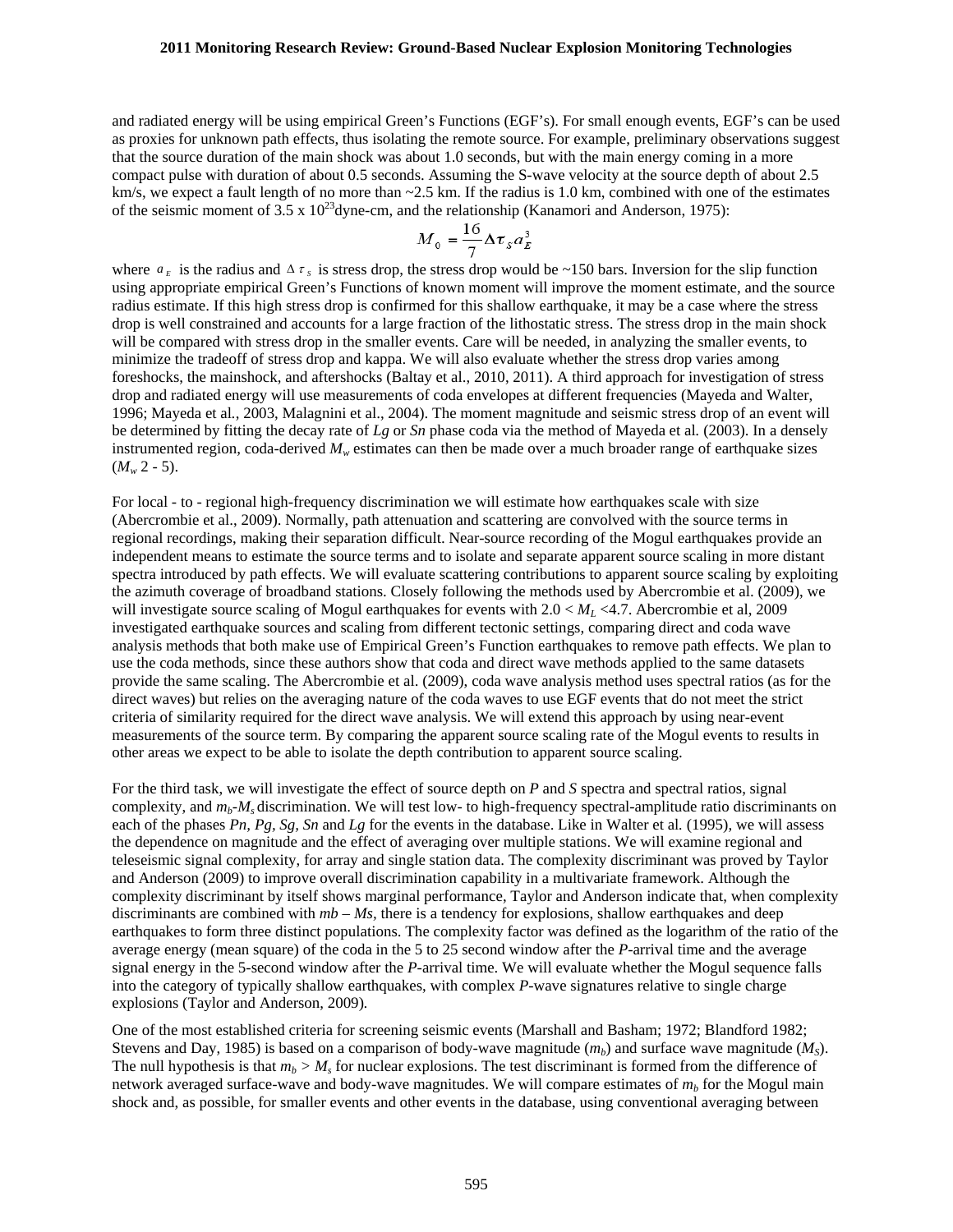and radiated energy will be using empirical Green's Functions (EGF's). For small enough events, EGF's can be used as proxies for unknown path effects, thus isolating the remote source. For example, preliminary observations suggest that the source duration of the main shock was about 1.0 seconds, but with the main energy coming in a more compact pulse with duration of about 0.5 seconds. Assuming the S-wave velocity at the source depth of about 2.5 km/s, we expect a fault length of no more than ~2.5 km. If the radius is 1.0 km, combined with one of the estimates of the seismic moment of 3.5 x $10^{23}$dyne-cm, and the relationship (Kanamori and Anderson, 1975):

$$M_0 = \frac{16}{7} \Delta \tau_S a_E^3$$

where $a_E$ is the radius and $\Delta \tau_S$ is stress drop, the stress drop would be ~150 bars. Inversion for the slip function using appropriate empirical Green's Functions of known moment will improve the moment estimate, and the source radius estimate. If this high stress drop is confirmed for this shallow earthquake, it may be a case where the stress drop is well constrained and accounts for a large fraction of the lithostatic stress. The stress drop in the main shock will be compared with stress drop in the smaller events. Care will be needed, in analyzing the smaller events, to minimize the tradeoff of stress drop and kappa. We will also evaluate whether the stress drop varies among foreshocks, the mainshock, and aftershocks (Baltay et al., 2010, 2011). A third approach for investigation of stress drop and radiated energy will use measurements of coda envelopes at different frequencies (Mayeda and Walter, 1996; Mayeda et al., 2003, Malagnini et al., 2004). The moment magnitude and seismic stress drop of an event will be determined by fitting the decay rate of *Lg* or *Sn* phase coda via the method of Mayeda et al*.* (2003). In a densely instrumented region, coda-derived $M_w$ estimates can then be made over a much broader range of earthquake sizes ($M_w$ 2 - 5).

For local - to - regional high-frequency discrimination we will estimate how earthquakes scale with size (Abercrombie et al., 2009). Normally, path attenuation and scattering are convolved with the source terms in regional recordings, making their separation difficult. Near-source recording of the Mogul earthquakes provide an independent means to estimate the source terms and to isolate and separate apparent source scaling in more distant spectra introduced by path effects. We will evaluate scattering contributions to apparent source scaling by exploiting the azimuth coverage of broadband stations. Closely following the methods used by Abercrombie et al. (2009), we will investigate source scaling of Mogul earthquakes for events with 2.0 < $M_L$ <4.7. Abercrombie et al, 2009 investigated earthquake sources and scaling from different tectonic settings, comparing direct and coda wave analysis methods that both make use of Empirical Green's Function earthquakes to remove path effects. We plan to use the coda methods, since these authors show that coda and direct wave methods applied to the same datasets provide the same scaling. The Abercrombie et al. (2009), coda wave analysis method uses spectral ratios (as for the direct waves) but relies on the averaging nature of the coda waves to use EGF events that do not meet the strict criteria of similarity required for the direct wave analysis. We will extend this approach by using near-event measurements of the source term. By comparing the apparent source scaling rate of the Mogul events to results in other areas we expect to be able to isolate the depth contribution to apparent source scaling.

For the third task, we will investigate the effect of source depth on *P* and *S* spectra and spectral ratios, signal complexity, and $m_b$-$M_s$ discrimination. We will test low- to high-frequency spectral-amplitude ratio discriminants on each of the phases *Pn, Pg, Sg, Sn* and *Lg* for the events in the database. Like in Walter et al*.* (1995), we will assess the dependence on magnitude and the effect of averaging over multiple stations. We will examine regional and teleseismic signal complexity, for array and single station data. The complexity discriminant was proved by Taylor and Anderson (2009) to improve overall discrimination capability in a multivariate framework. Although the complexity discriminant by itself shows marginal performance, Taylor and Anderson indicate that, when complexity discriminants are combined with $mb - Ms$, there is a tendency for explosions, shallow earthquakes and deep earthquakes to form three distinct populations. The complexity factor was defined as the logarithm of the ratio of the average energy (mean square) of the coda in the 5 to 25 second window after the *P*-arrival time and the average signal energy in the 5-second window after the *P*-arrival time. We will evaluate whether the Mogul sequence falls into the category of typically shallow earthquakes, with complex *P*-wave signatures relative to single charge explosions (Taylor and Anderson, 2009).

One of the most established criteria for screening seismic events (Marshall and Basham; 1972; Blandford 1982; Stevens and Day, 1985) is based on a comparison of body-wave magnitude ($m_b$) and surface wave magnitude ($M_S$). The null hypothesis is that $m_b > M_s$ for nuclear explosions. The test discriminant is formed from the difference of network averaged surface-wave and body-wave magnitudes. We will compare estimates of $m_b$ for the Mogul main shock and, as possible, for smaller events and other events in the database, using conventional averaging between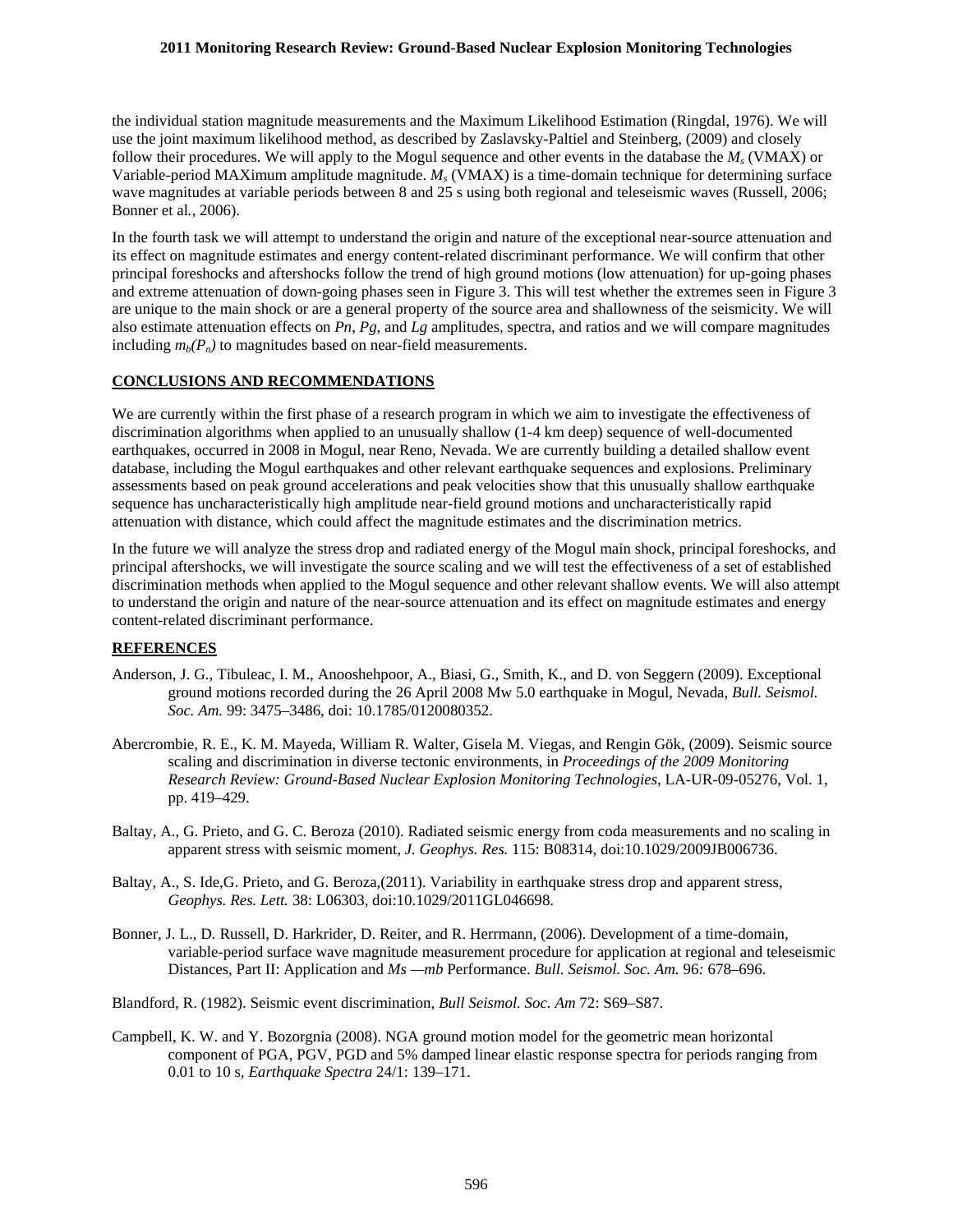the individual station magnitude measurements and the Maximum Likelihood Estimation (Ringdal, 1976). We will use the joint maximum likelihood method, as described by Zaslavsky-Paltiel and Steinberg, (2009) and closely follow their procedures. We will apply to the Mogul sequence and other events in the database the $M_s$ (VMAX) or Variable-period MAXimum amplitude magnitude. $M_s$ (VMAX) is a time-domain technique for determining surface wave magnitudes at variable periods between 8 and 25 s using both regional and teleseismic waves (Russell, 2006; Bonner et al*.*, 2006).

In the fourth task we will attempt to understand the origin and nature of the exceptional near-source attenuation and its effect on magnitude estimates and energy content-related discriminant performance. We will confirm that other principal foreshocks and aftershocks follow the trend of high ground motions (low attenuation) for up-going phases and extreme attenuation of down-going phases seen in Figure 3. This will test whether the extremes seen in Figure 3 are unique to the main shock or are a general property of the source area and shallowness of the seismicity. We will also estimate attenuation effects on *Pn*, *Pg*, and *Lg* amplitudes, spectra, and ratios and we will compare magnitudes including $m_b(P_n)$ to magnitudes based on near-field measurements.

## CONCLUSIONS AND RECOMMENDATIONS

We are currently within the first phase of a research program in which we aim to investigate the effectiveness of discrimination algorithms when applied to an unusually shallow (1-4 km deep) sequence of well-documented earthquakes, occurred in 2008 in Mogul, near Reno, Nevada. We are currently building a detailed shallow event database, including the Mogul earthquakes and other relevant earthquake sequences and explosions. Preliminary assessments based on peak ground accelerations and peak velocities show that this unusually shallow earthquake sequence has uncharacteristically high amplitude near-field ground motions and uncharacteristically rapid attenuation with distance, which could affect the magnitude estimates and the discrimination metrics.

In the future we will analyze the stress drop and radiated energy of the Mogul main shock, principal foreshocks, and principal aftershocks, we will investigate the source scaling and we will test the effectiveness of a set of established discrimination methods when applied to the Mogul sequence and other relevant shallow events. We will also attempt to understand the origin and nature of the near-source attenuation and its effect on magnitude estimates and energy content-related discriminant performance.

## REFERENCES

Anderson, J. G., Tibuleac, I. M., Anooshehpoor, A., Biasi, G., Smith, K., and D. von Seggern (2009). Exceptional ground motions recorded during the 26 April 2008 Mw 5.0 earthquake in Mogul, Nevada, *Bull. Seismol. Soc. Am.* 99: 3475–3486, doi: 10.1785/0120080352.

Abercrombie, R. E., K. M. Mayeda, William R. Walter, Gisela M. Viegas, and Rengin Gök, (2009). Seismic source scaling and discrimination in diverse tectonic environments, in *Proceedings of the 2009 Monitoring Research Review: Ground-Based Nuclear Explosion Monitoring Technologies*, LA-UR-09-05276, Vol. 1, pp. 419–429.

Baltay, A., G. Prieto, and G. C. Beroza (2010). Radiated seismic energy from coda measurements and no scaling in apparent stress with seismic moment, *J. Geophys. Res.* 115: B08314, doi:10.1029/2009JB006736.

Baltay, A., S. Ide,G. Prieto, and G. Beroza,(2011). Variability in earthquake stress drop and apparent stress, *Geophys. Res. Lett.* 38: L06303, doi:10.1029/2011GL046698.

Bonner, J. L., D. Russell, D. Harkrider, D. Reiter, and R. Herrmann, (2006). Development of a time-domain, variable-period surface wave magnitude measurement procedure for application at regional and teleseismic Distances, Part II: Application and *Ms —mb* Performance. *Bull. Seismol. Soc. Am.* 96*:* 678–696.

Blandford, R. (1982). Seismic event discrimination, *Bull Seismol. Soc. Am* 72: S69–S87.

Campbell, K. W. and Y. Bozorgnia (2008). NGA ground motion model for the geometric mean horizontal component of PGA, PGV, PGD and 5% damped linear elastic response spectra for periods ranging from 0.01 to 10 s, *Earthquake Spectra* 24/1: 139–171.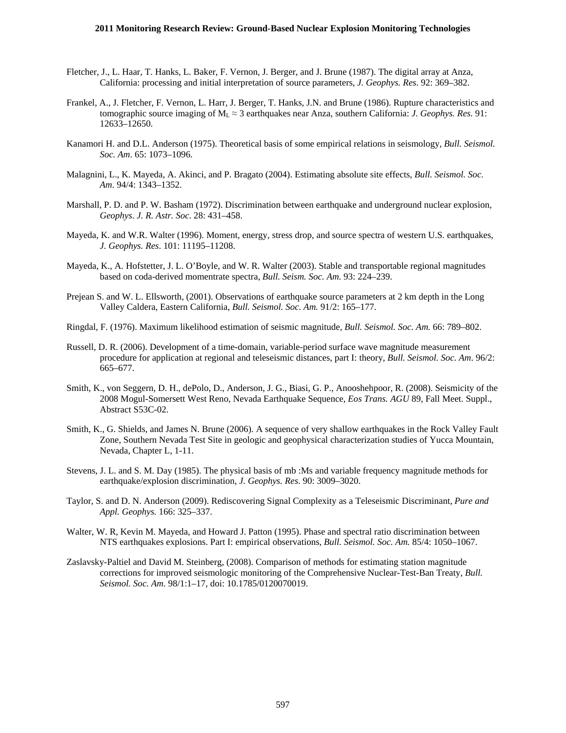Fletcher, J., L. Haar, T. Hanks, L. Baker, F. Vernon, J. Berger, and J. Brune (1987). The digital array at Anza, California: processing and initial interpretation of source parameters, *J. Geophys. Res*. 92: 369–382.

Frankel, A., J. Fletcher, F. Vernon, L. Harr, J. Berger, T. Hanks, J.N. and Brune (1986). Rupture characteristics and tomographic source imaging of $M_L \approx 3$ earthquakes near Anza, southern California: *J. Geophys. Res.* 91: 12633–12650.

Kanamori H. and D.L. Anderson (1975). Theoretical basis of some empirical relations in seismology, *Bull. Seismol. Soc. Am*. 65: 1073–1096.

Malagnini, L., K. Mayeda, A. Akinci, and P. Bragato (2004). Estimating absolute site effects, *Bull. Seismol. Soc. Am*. 94/4: 1343–1352.

Marshall, P. D. and P. W. Basham (1972). Discrimination between earthquake and underground nuclear explosion, *Geophys. J. R. Astr. Soc*. 28: 431–458.

Mayeda, K. and W.R. Walter (1996). Moment, energy, stress drop, and source spectra of western U.S. earthquakes, *J. Geophys. Res*. 101: 11195–11208.

Mayeda, K., A. Hofstetter, J. L. O'Boyle, and W. R. Walter (2003). Stable and transportable regional magnitudes based on coda-derived momentrate spectra, *Bull. Seism. Soc. Am.* 93: 224–239.

Prejean S. and W. L. Ellsworth, (2001). Observations of earthquake source parameters at 2 km depth in the Long Valley Caldera, Eastern California, *Bull. Seismol. Soc. Am.* 91/2: 165–177.

Ringdal, F. (1976). Maximum likelihood estimation of seismic magnitude, *Bull. Seismol. Soc. Am.* 66: 789–802.

Russell, D. R. (2006). Development of a time-domain, variable-period surface wave magnitude measurement procedure for application at regional and teleseismic distances, part I: theory, *Bull. Seismol. Soc. Am*. 96/2: 665–677.

Smith, K., von Seggern, D. H., dePolo, D., Anderson, J. G., Biasi, G. P., Anooshehpoor, R. (2008). Seismicity of the 2008 Mogul-Somersett West Reno, Nevada Earthquake Sequence, *Eos Trans. AGU* 89, Fall Meet. Suppl., Abstract S53C-02.

Smith, K., G. Shields, and James N. Brune (2006). A sequence of very shallow earthquakes in the Rock Valley Fault Zone, Southern Nevada Test Site in geologic and geophysical characterization studies of Yucca Mountain, Nevada, Chapter L, 1-11.

Stevens, J. L. and S. M. Day (1985). The physical basis of mb :Ms and variable frequency magnitude methods for earthquake/explosion discrimination, *J. Geophys. Res*. 90: 3009–3020.

Taylor, S. and D. N. Anderson (2009). Rediscovering Signal Complexity as a Teleseismic Discriminant, *Pure and Appl. Geophys.* 166: 325–337.

Walter, W. R, Kevin M. Mayeda, and Howard J. Patton (1995). Phase and spectral ratio discrimination between NTS earthquakes explosions. Part I: empirical observations, *Bull. Seismol. Soc. Am.* 85/4: 1050–1067.

Zaslavsky-Paltiel and David M. Steinberg, (2008). Comparison of methods for estimating station magnitude corrections for improved seismologic monitoring of the Comprehensive Nuclear-Test-Ban Treaty, *Bull. Seismol. Soc. Am.* 98/1:1–17, doi: 10.1785/0120070019.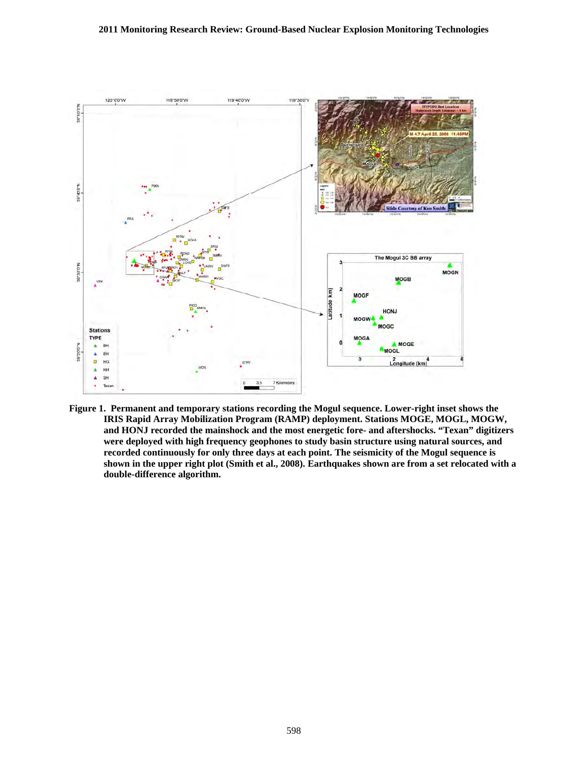**Figure 1. Permanent and temporary stations recording the Mogul sequence. Lower-right inset shows the IRIS Rapid Array Mobilization Program (RAMP) deployment. Stations MOGE, MOGL, MOGW, and HONJ recorded the mainshock and the most energetic fore- and aftershocks. "Texan" digitizers were deployed with high frequency geophones to study basin structure using natural sources, and recorded continuously for only three days at each point. The seismicity of the Mogul sequence is shown in the upper right plot (Smith et al., 2008). Earthquakes shown are from a set relocated with a double-difference algorithm.**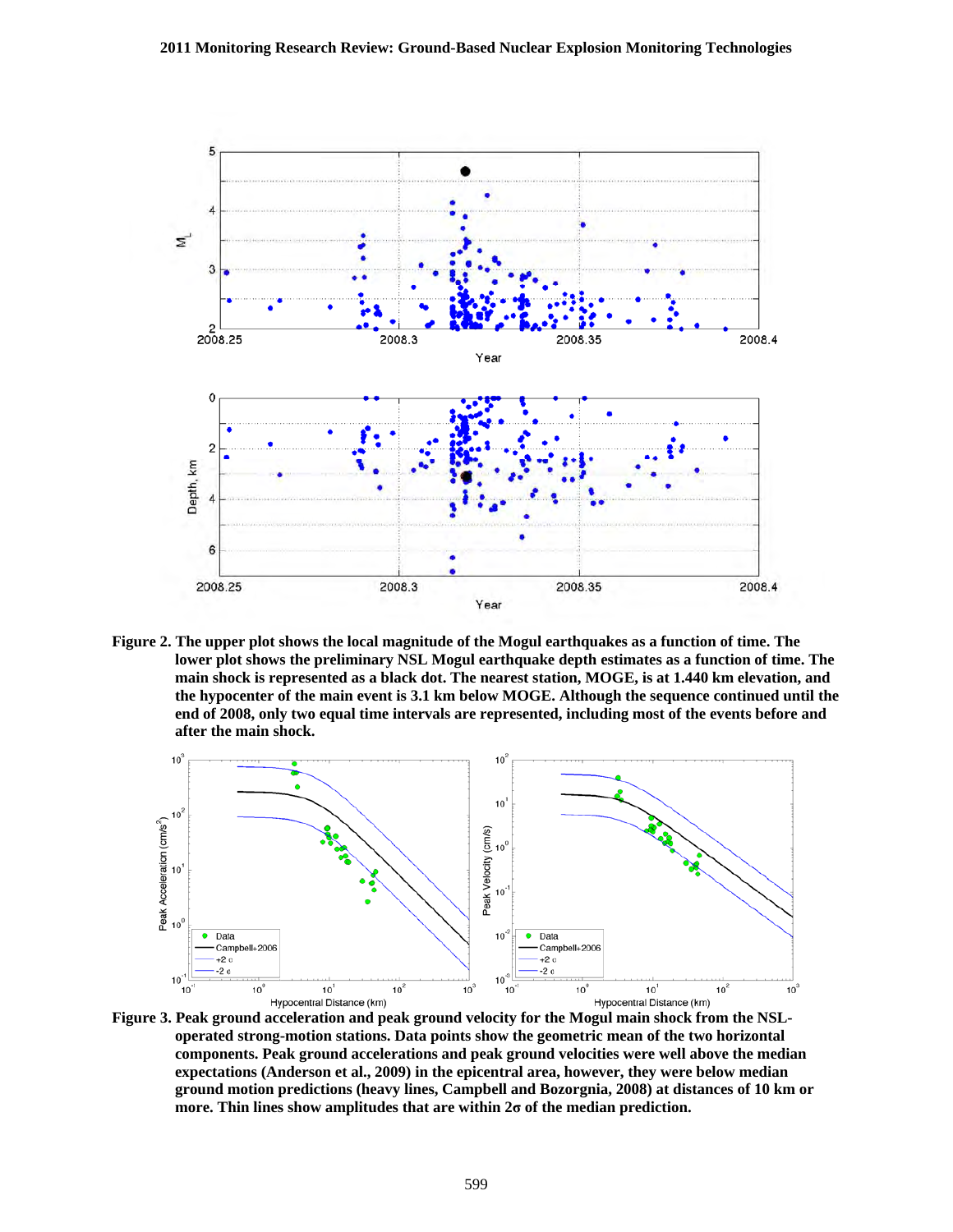**Figure 2. The upper plot shows the local magnitude of the Mogul earthquakes as a function of time. The lower plot shows the preliminary NSL Mogul earthquake depth estimates as a function of time. The main shock is represented as a black dot. The nearest station, MOGE, is at 1.440 km elevation, and the hypocenter of the main event is 3.1 km below MOGE. Although the sequence continued until the end of 2008, only two equal time intervals are represented, including most of the events before and after the main shock.**

**Figure 3. Peak ground acceleration and peak ground velocity for the Mogul main shock from the NSL-operated strong-motion stations. Data points show the geometric mean of the two horizontal components. Peak ground accelerations and peak ground velocities were well above the median expectations (Anderson et al., 2009) in the epicentral area, however, they were below median ground motion predictions (heavy lines, Campbell and Bozorgnia, 2008) at distances of 10 km or more. Thin lines show amplitudes that are within 2σ of the median prediction.**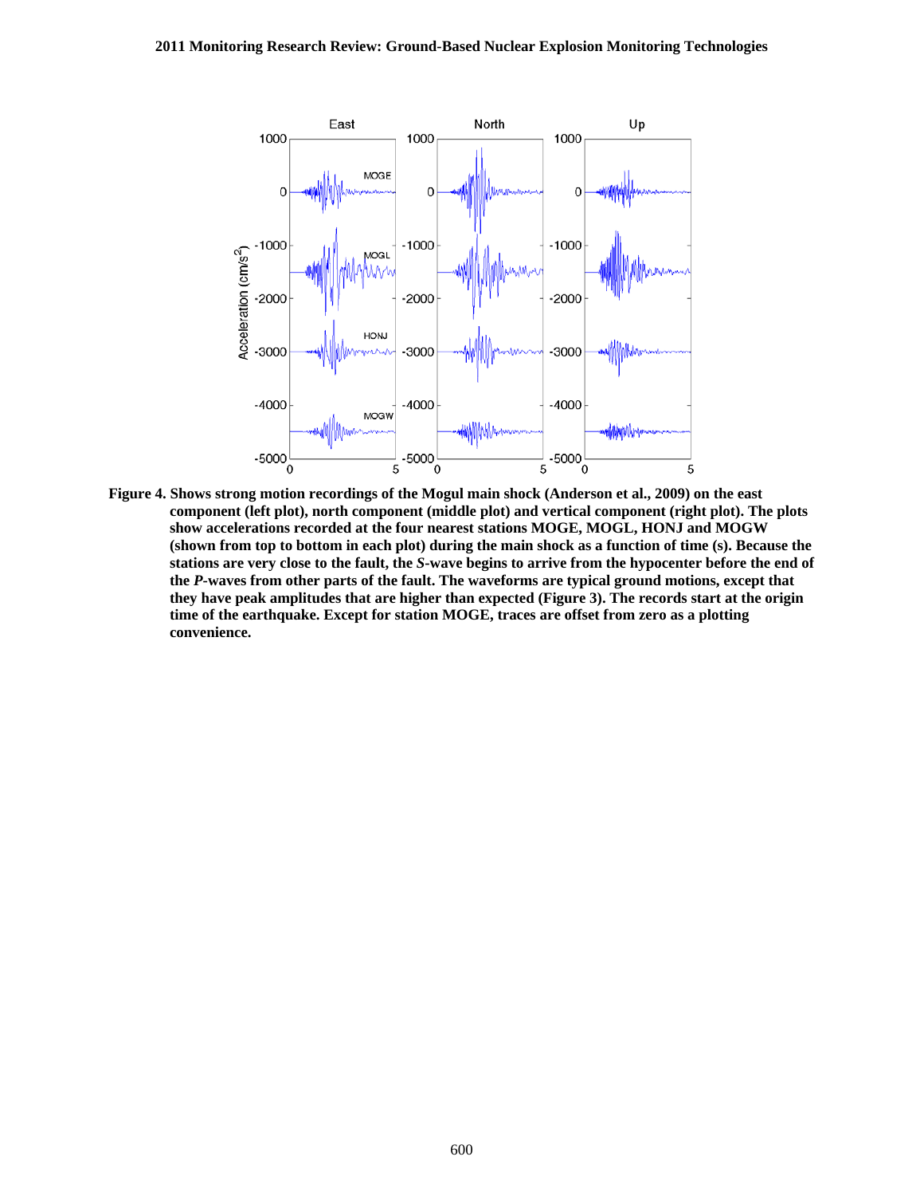East

North

Up

1000

0

-1000

-2000

-3000

-4000

-5000

MOGE

MOGL

HONJ

MOGW

Acceleration (cm/s$^2$)

0

5

**Figure 4. Shows strong motion recordings of the Mogul main shock (Anderson et al., 2009) on the east component (left plot), north component (middle plot) and vertical component (right plot). The plots show accelerations recorded at the four nearest stations MOGE, MOGL, HONJ and MOGW (shown from top to bottom in each plot) during the main shock as a function of time (s). Because the stations are very close to the fault, the *S*-wave begins to arrive from the hypocenter before the end of the *P*-waves from other parts of the fault. The waveforms are typical ground motions, except that they have peak amplitudes that are higher than expected (Figure 3). The records start at the origin time of the earthquake. Except for station MOGE, traces are offset from zero as a plotting convenience.**